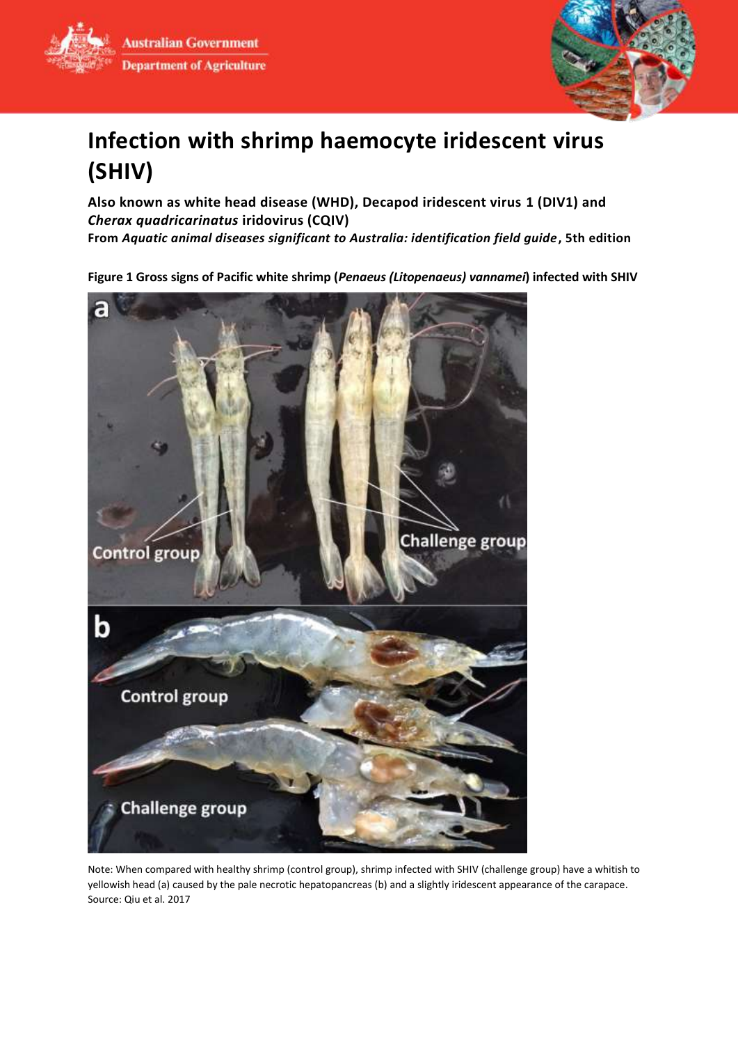# Infection with shrimp haemocyte iridescent virus (SHIV)

**Also known as white head disease (WHD), Decapod iridescent virus 1 (DIV1) and *Cherax quadricarinatus* iridovirus (CQIV)**

**From *Aquatic animal diseases significant to Australia: identification field guide*, 5th edition**

**Figure 1 Gross signs of Pacific white shrimp (*Penaeus (Litopenaeus) vannamei*) infected with SHIV**

Note: When compared with healthy shrimp (control group), shrimp infected with SHIV (challenge group) have a whitish to yellowish head (a) caused by the pale necrotic hepatopancreas (b) and a slightly iridescent appearance of the carapace.
Source: Qiu et al. 2017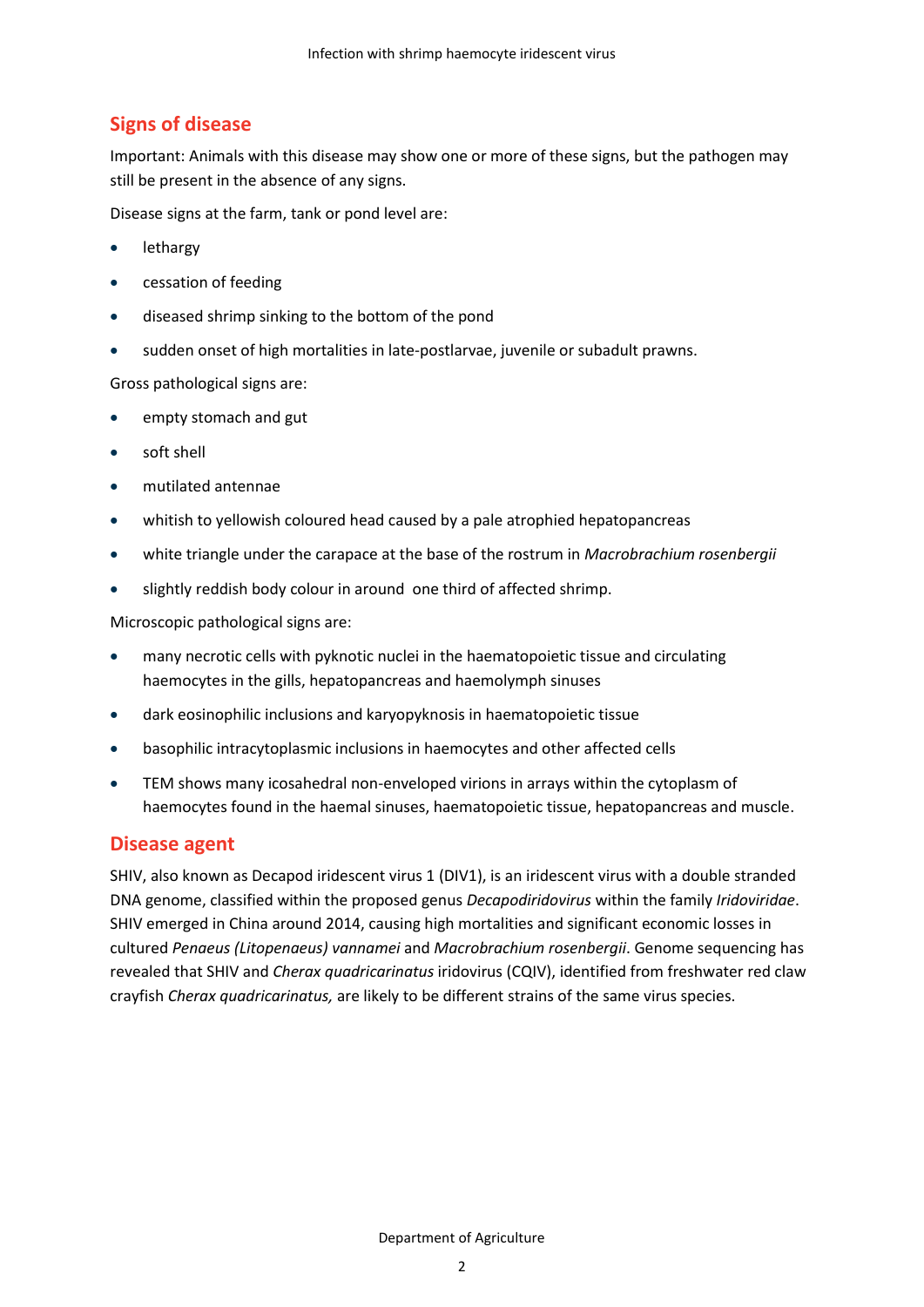## Signs of disease

Important: Animals with this disease may show one or more of these signs, but the pathogen may still be present in the absence of any signs.

Disease signs at the farm, tank or pond level are:

- lethargy
- cessation of feeding
- diseased shrimp sinking to the bottom of the pond
- sudden onset of high mortalities in late-postlarvae, juvenile or subadult prawns.

Gross pathological signs are:

- empty stomach and gut
- soft shell
- mutilated antennae
- whitish to yellowish coloured head caused by a pale atrophied hepatopancreas
- white triangle under the carapace at the base of the rostrum in *Macrobrachium rosenbergii*
- slightly reddish body colour in around one third of affected shrimp.

Microscopic pathological signs are:

- many necrotic cells with pyknotic nuclei in the haematopoietic tissue and circulating haemocytes in the gills, hepatopancreas and haemolymph sinuses
- dark eosinophilic inclusions and karyopyknosis in haematopoietic tissue
- basophilic intracytoplasmic inclusions in haemocytes and other affected cells
- TEM shows many icosahedral non-enveloped virions in arrays within the cytoplasm of haemocytes found in the haemal sinuses, haematopoietic tissue, hepatopancreas and muscle.

## Disease agent

SHIV, also known as Decapod iridescent virus 1 (DIV1), is an iridescent virus with a double stranded DNA genome, classified within the proposed genus *Decapodiridovirus* within the family *Iridoviridae*. SHIV emerged in China around 2014, causing high mortalities and significant economic losses in cultured *Penaeus (Litopenaeus) vannamei* and *Macrobrachium rosenbergii*. Genome sequencing has revealed that SHIV and *Cherax quadricarinatus* iridovirus (CQIV), identified from freshwater red claw crayfish *Cherax quadricarinatus,* are likely to be different strains of the same virus species.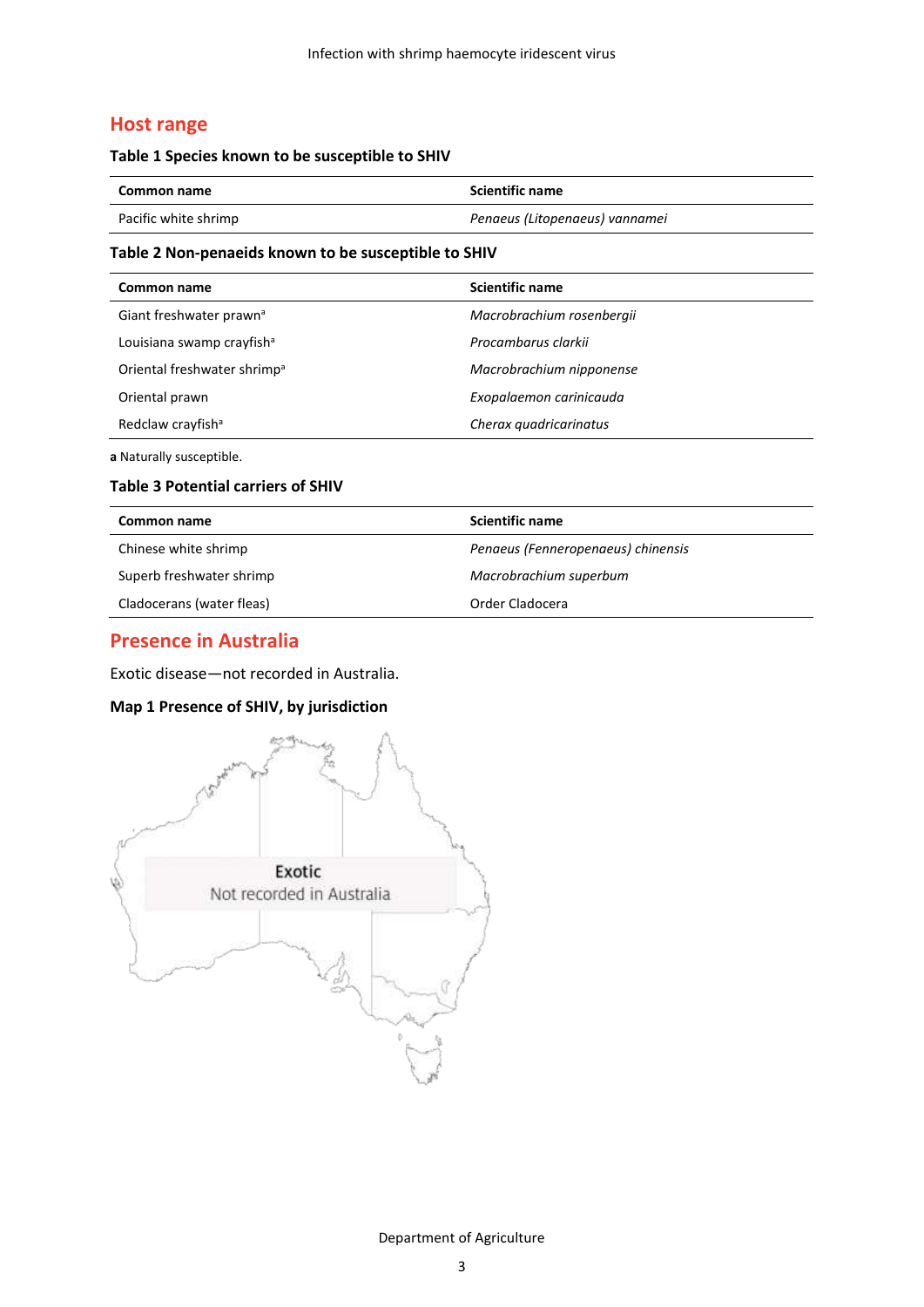## Host range

### Table 1 Species known to be susceptible to SHIV

| Common name | Scientific name |
|---|---|
| Pacific white shrimp | *Penaeus (Litopenaeus) vannamei* |

### Table 2 Non-penaeids known to be susceptible to SHIV

| Common name | Scientific name |
|---|---|
| Giant freshwater prawn[a] | *Macrobrachium rosenbergii* |
| Louisiana swamp crayfish[a] | *Procambarus clarkii* |
| Oriental freshwater shrimp[a] | *Macrobrachium nipponense* |
| Oriental prawn | *Exopalaemon carinicauda* |
| Redclaw crayfish[a] | *Cherax quadricarinatus* |

**a** Naturally susceptible.

### Table 3 Potential carriers of SHIV

| Common name | Scientific name |
|---|---|
| Chinese white shrimp | *Penaeus (Fenneropenaeus) chinensis* |
| Superb freshwater shrimp | *Macrobrachium superbum* |
| Cladocerans (water fleas) | Order Cladocera |

## Presence in Australia

Exotic disease—not recorded in Australia.

### Map 1 Presence of SHIV, by jurisdiction

Exotic
Not recorded in Australia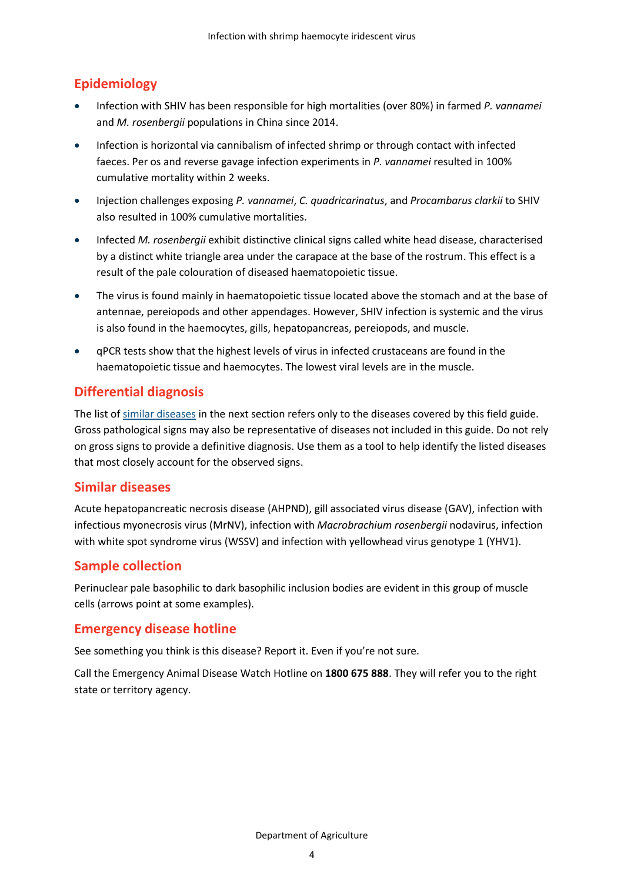## Epidemiology

- Infection with SHIV has been responsible for high mortalities (over 80%) in farmed *P. vannamei* and *M. rosenbergii* populations in China since 2014.
- Infection is horizontal via cannibalism of infected shrimp or through contact with infected faeces. Per os and reverse gavage infection experiments in *P. vannamei* resulted in 100% cumulative mortality within 2 weeks.
- Injection challenges exposing *P. vannamei*, *C. quadricarinatus*, and *Procambarus clarkii* to SHIV also resulted in 100% cumulative mortalities.
- Infected *M. rosenbergii* exhibit distinctive clinical signs called white head disease, characterised by a distinct white triangle area under the carapace at the base of the rostrum. This effect is a result of the pale colouration of diseased haematopoietic tissue.
- The virus is found mainly in haematopoietic tissue located above the stomach and at the base of antennae, pereiopods and other appendages. However, SHIV infection is systemic and the virus is also found in the haemocytes, gills, hepatopancreas, pereiopods, and muscle.
- qPCR tests show that the highest levels of virus in infected crustaceans are found in the haematopoietic tissue and haemocytes. The lowest viral levels are in the muscle.

## Differential diagnosis

The list of [similar diseases] in the next section refers only to the diseases covered by this field guide. Gross pathological signs may also be representative of diseases not included in this guide. Do not rely on gross signs to provide a definitive diagnosis. Use them as a tool to help identify the listed diseases that most closely account for the observed signs.

## Similar diseases

Acute hepatopancreatic necrosis disease (AHPND), gill associated virus disease (GAV), infection with infectious myonecrosis virus (MrNV), infection with *Macrobrachium rosenbergii* nodavirus, infection with white spot syndrome virus (WSSV) and infection with yellowhead virus genotype 1 (YHV1).

## Sample collection

Perinuclear pale basophilic to dark basophilic inclusion bodies are evident in this group of muscle cells (arrows point at some examples).

## Emergency disease hotline

See something you think is this disease? Report it. Even if you're not sure.

Call the Emergency Animal Disease Watch Hotline on **1800 675 888**. They will refer you to the right state or territory agency.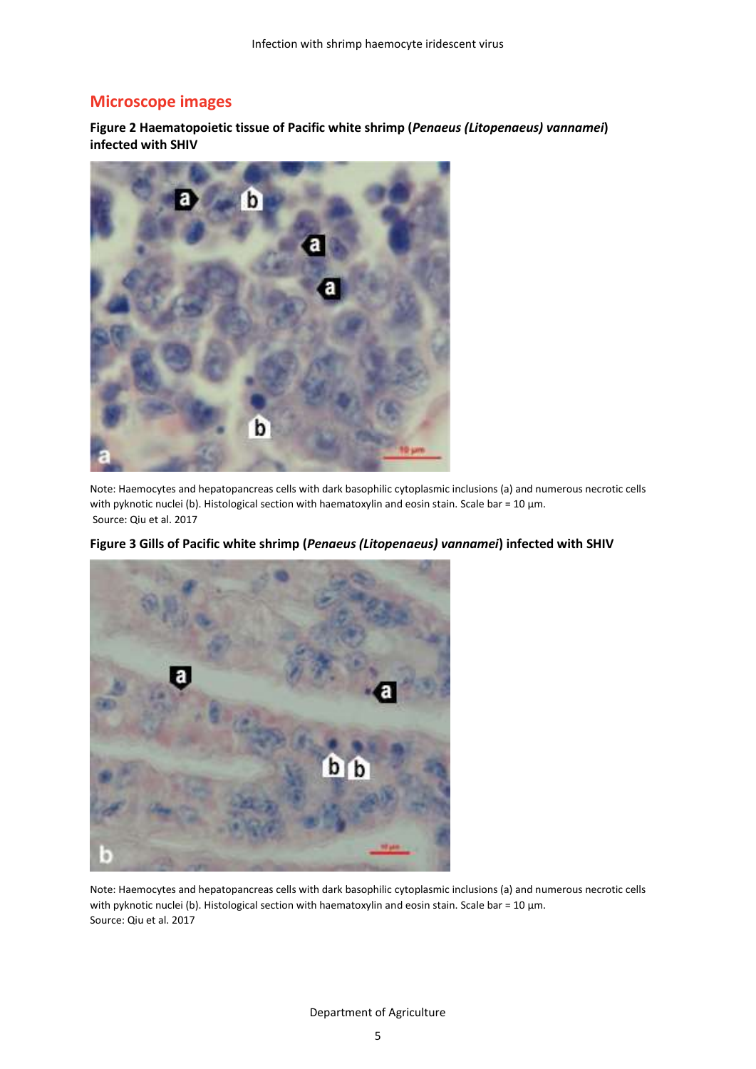## Microscope images

**Figure 2 Haematopoietic tissue of Pacific white shrimp (*Penaeus (Litopenaeus) vannamei*) infected with SHIV**

Note: Haemocytes and hepatopancreas cells with dark basophilic cytoplasmic inclusions (a) and numerous necrotic cells with pyknotic nuclei (b). Histological section with haematoxylin and eosin stain. Scale bar = 10 µm.
Source: Qiu et al. 2017

**Figure 3 Gills of Pacific white shrimp (*Penaeus (Litopenaeus) vannamei*) infected with SHIV**

Note: Haemocytes and hepatopancreas cells with dark basophilic cytoplasmic inclusions (a) and numerous necrotic cells with pyknotic nuclei (b). Histological section with haematoxylin and eosin stain. Scale bar = 10 µm.
Source: Qiu et al. 2017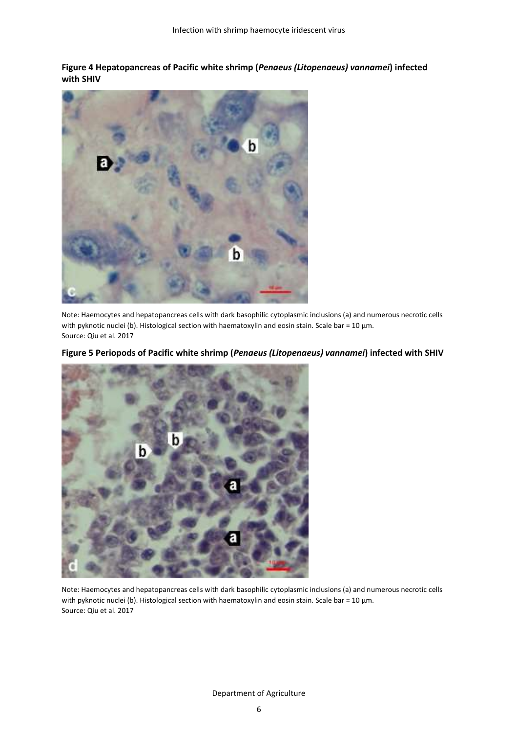**Figure 4 Hepatopancreas of Pacific white shrimp (*Penaeus (Litopenaeus) vannamei*) infected with SHIV**

Note: Haemocytes and hepatopancreas cells with dark basophilic cytoplasmic inclusions (a) and numerous necrotic cells with pyknotic nuclei (b). Histological section with haematoxylin and eosin stain. Scale bar = 10 µm.
Source: Qiu et al. 2017

**Figure 5 Periopods of Pacific white shrimp (*Penaeus (Litopenaeus) vannamei*) infected with SHIV**

Note: Haemocytes and hepatopancreas cells with dark basophilic cytoplasmic inclusions (a) and numerous necrotic cells with pyknotic nuclei (b). Histological section with haematoxylin and eosin stain. Scale bar = 10 µm.
Source: Qiu et al. 2017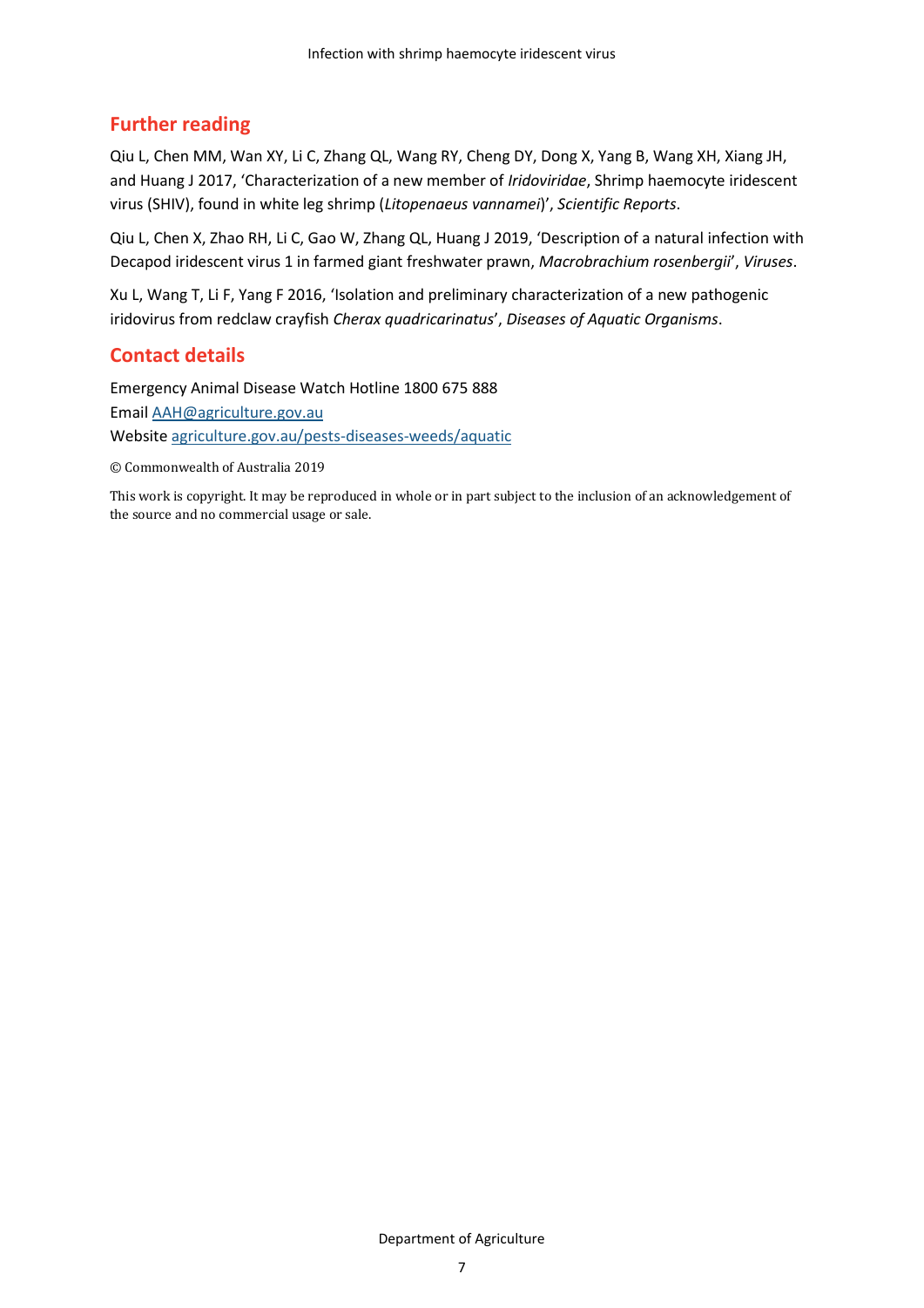## Further reading

Qiu L, Chen MM, Wan XY, Li C, Zhang QL, Wang RY, Cheng DY, Dong X, Yang B, Wang XH, Xiang JH, and Huang J 2017, 'Characterization of a new member of *Iridoviridae*, Shrimp haemocyte iridescent virus (SHIV), found in white leg shrimp (*Litopenaeus vannamei*)', *Scientific Reports*.

Qiu L, Chen X, Zhao RH, Li C, Gao W, Zhang QL, Huang J 2019, 'Description of a natural infection with Decapod iridescent virus 1 in farmed giant freshwater prawn, *Macrobrachium rosenbergii*', *Viruses*.

Xu L, Wang T, Li F, Yang F 2016, 'Isolation and preliminary characterization of a new pathogenic iridovirus from redclaw crayfish *Cherax quadricarinatus*', *Diseases of Aquatic Organisms*.

## Contact details

Emergency Animal Disease Watch Hotline 1800 675 888
Email [AAH@agriculture.gov.au](mailto:AAH@agriculture.gov.au)
Website [agriculture.gov.au/pests-diseases-weeds/aquatic](agriculture.gov.au/pests-diseases-weeds/aquatic)

© Commonwealth of Australia 2019

This work is copyright. It may be reproduced in whole or in part subject to the inclusion of an acknowledgement of the source and no commercial usage or sale.

Department of Agriculture